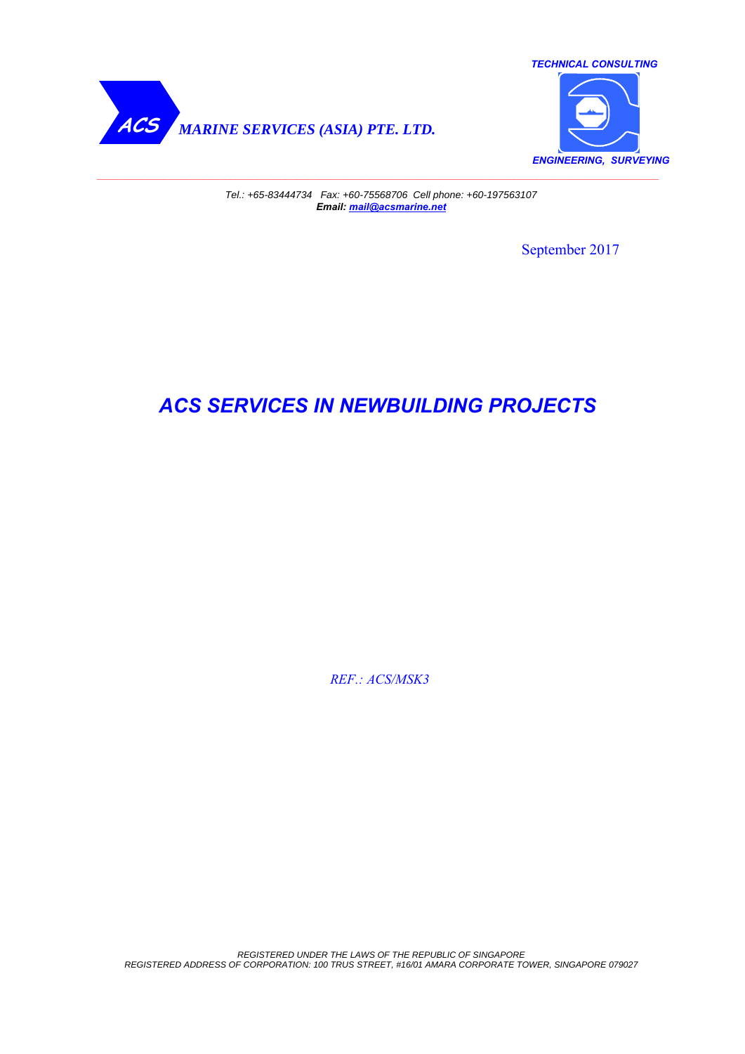ACS *MARINE SERVICES (ASIA) PTE. LTD.*

*TECHNICAL CONSULTING*

*ENGINEERING, SURVEYING*

*Tel.: +65-83444734 Fax: +60-75568706 Cell phone: +60-197563107*
***Email: mail@acsmarine.net***

September 2017

# *ACS SERVICES IN NEWBUILDING PROJECTS*

*REF.: ACS/MSK3*

*REGISTERED UNDER THE LAWS OF THE REPUBLIC OF SINGAPORE*
*REGISTERED ADDRESS OF CORPORATION: 100 TRUS STREET, #16/01 AMARA CORPORATE TOWER, SINGAPORE 079027*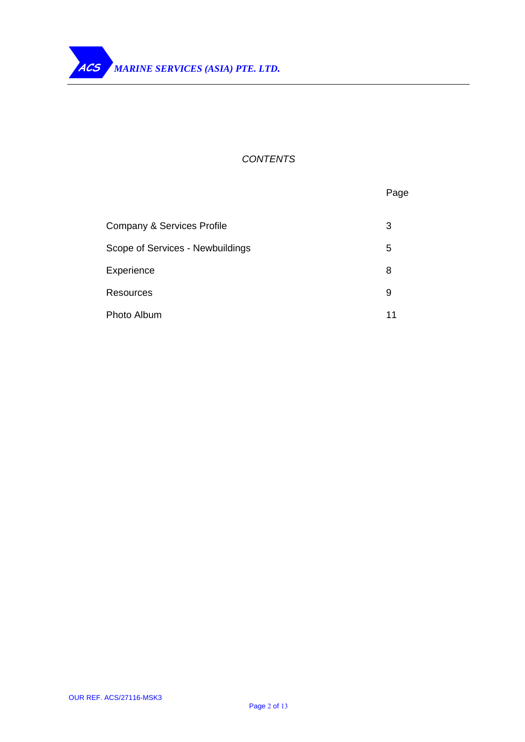*CONTENTS*

| | Page |
|---|---|
| Company & Services Profile | 3 |
| Scope of Services - Newbuildings | 5 |
| Experience | 8 |
| Resources | 9 |
| Photo Album | 11 |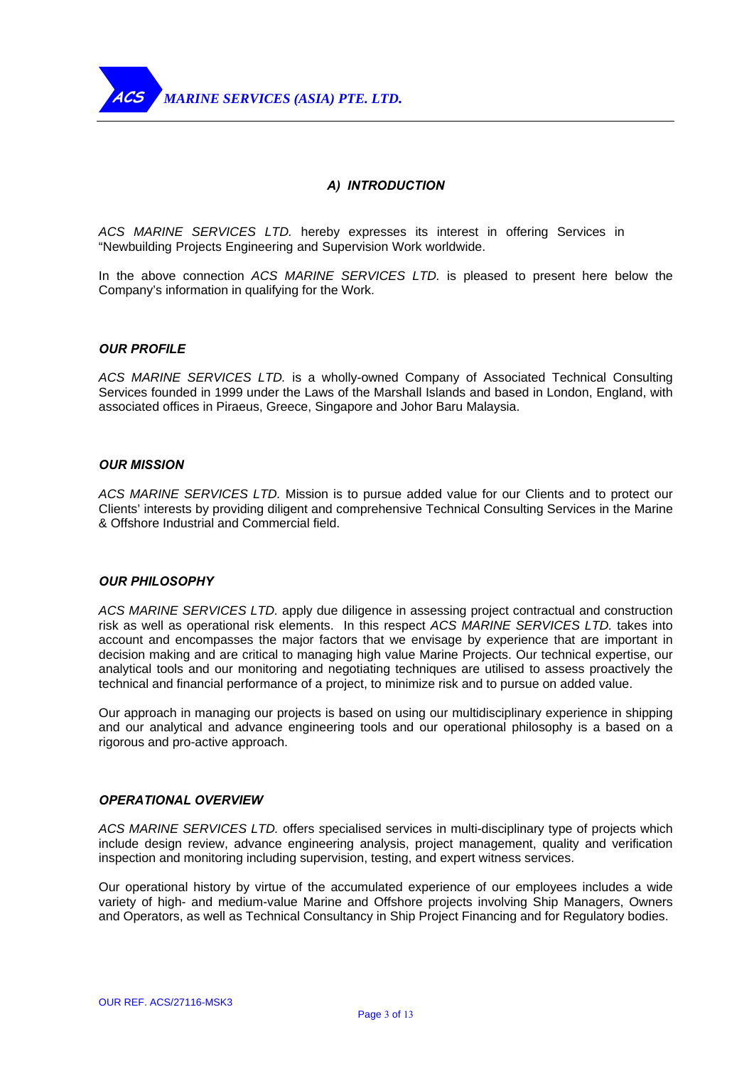## *A) INTRODUCTION*

*ACS MARINE SERVICES LTD.* hereby expresses its interest in offering Services in "Newbuilding Projects Engineering and Supervision Work worldwide.

In the above connection *ACS MARINE SERVICES LTD.* is pleased to present here below the Company's information in qualifying for the Work.

### *OUR PROFILE*

*ACS MARINE SERVICES LTD.* is a wholly-owned Company of Associated Technical Consulting Services founded in 1999 under the Laws of the Marshall Islands and based in London, England, with associated offices in Piraeus, Greece, Singapore and Johor Baru Malaysia.

### *OUR MISSION*

*ACS MARINE SERVICES LTD.* Mission is to pursue added value for our Clients and to protect our Clients' interests by providing diligent and comprehensive Technical Consulting Services in the Marine & Offshore Industrial and Commercial field.

### *OUR PHILOSOPHY*

*ACS MARINE SERVICES LTD.* apply due diligence in assessing project contractual and construction risk as well as operational risk elements. In this respect *ACS MARINE SERVICES LTD.* takes into account and encompasses the major factors that we envisage by experience that are important in decision making and are critical to managing high value Marine Projects. Our technical expertise, our analytical tools and our monitoring and negotiating techniques are utilised to assess proactively the technical and financial performance of a project, to minimize risk and to pursue on added value.

Our approach in managing our projects is based on using our multidisciplinary experience in shipping and our analytical and advance engineering tools and our operational philosophy is a based on a rigorous and pro-active approach.

### *OPERATIONAL OVERVIEW*

*ACS MARINE SERVICES LTD.* offers specialised services in multi-disciplinary type of projects which include design review, advance engineering analysis, project management, quality and verification inspection and monitoring including supervision, testing, and expert witness services.

Our operational history by virtue of the accumulated experience of our employees includes a wide variety of high- and medium-value Marine and Offshore projects involving Ship Managers, Owners and Operators, as well as Technical Consultancy in Ship Project Financing and for Regulatory bodies.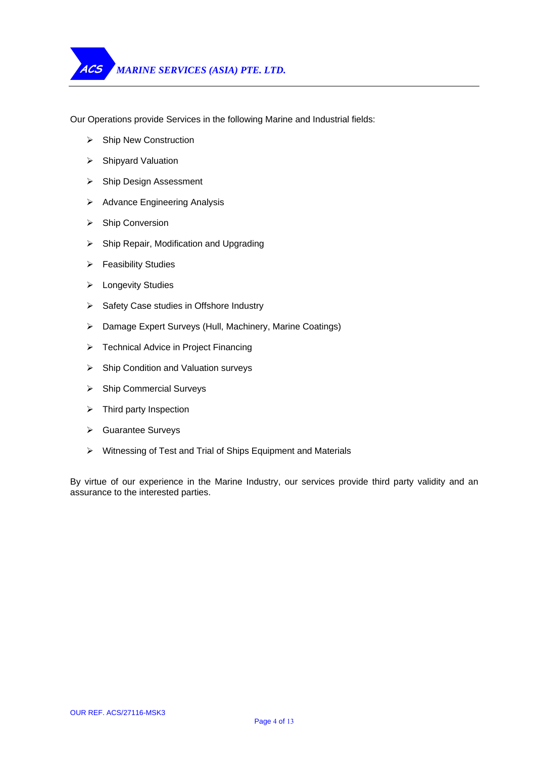Our Operations provide Services in the following Marine and Industrial fields:

- Ship New Construction
- Shipyard Valuation
- Ship Design Assessment
- Advance Engineering Analysis
- Ship Conversion
- Ship Repair, Modification and Upgrading
- Feasibility Studies
- Longevity Studies
- Safety Case studies in Offshore Industry
- Damage Expert Surveys (Hull, Machinery, Marine Coatings)
- Technical Advice in Project Financing
- Ship Condition and Valuation surveys
- Ship Commercial Surveys
- Third party Inspection
- Guarantee Surveys
- Witnessing of Test and Trial of Ships Equipment and Materials

By virtue of our experience in the Marine Industry, our services provide third party validity and an assurance to the interested parties.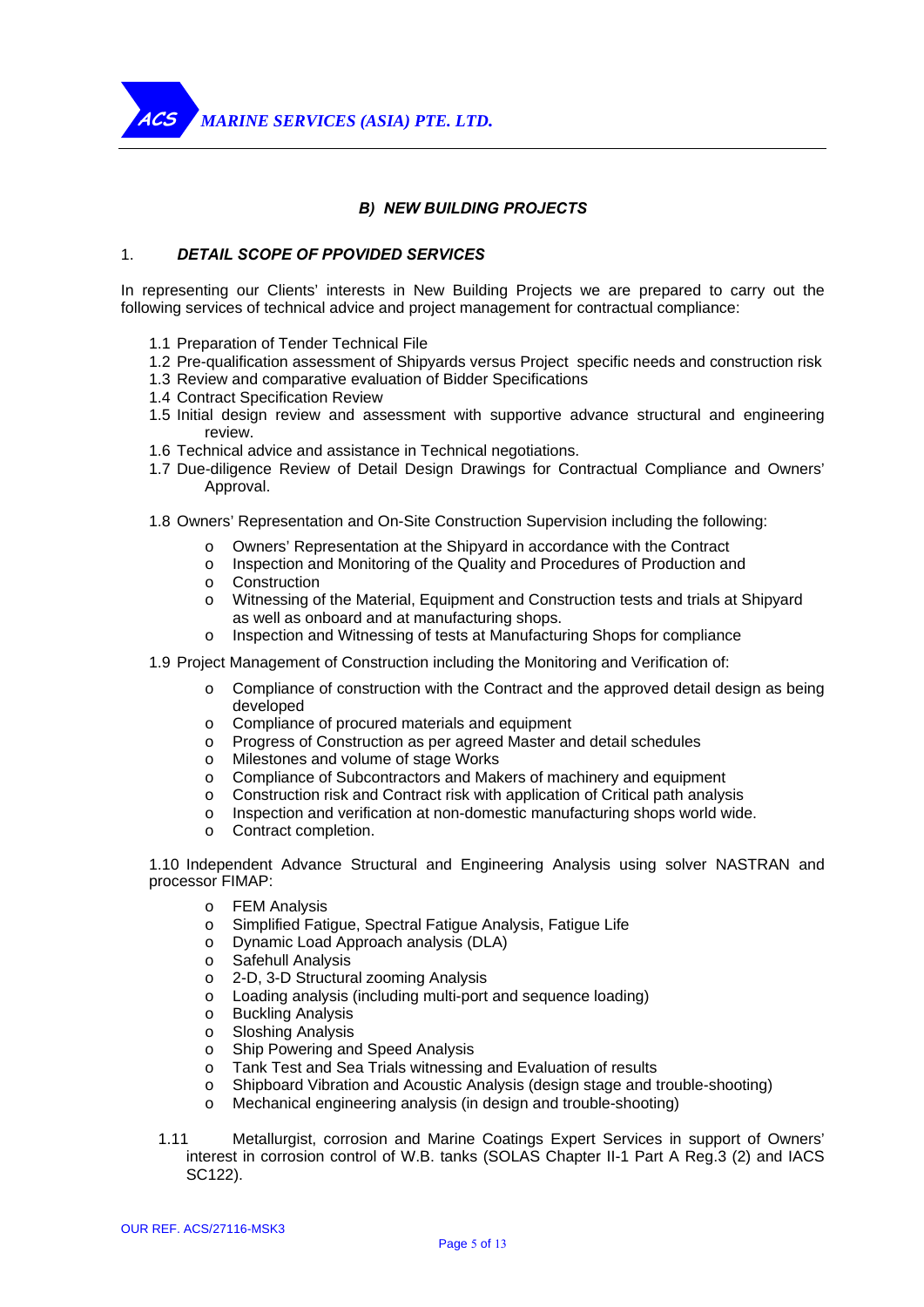## *B) NEW BUILDING PROJECTS*

### 1. *DETAIL SCOPE OF PPOVIDED SERVICES*

In representing our Clients' interests in New Building Projects we are prepared to carry out the following services of technical advice and project management for contractual compliance:

1.1 Preparation of Tender Technical File
1.2 Pre-qualification assessment of Shipyards versus Project specific needs and construction risk
1.3 Review and comparative evaluation of Bidder Specifications
1.4 Contract Specification Review
1.5 Initial design review and assessment with supportive advance structural and engineering review.
1.6 Technical advice and assistance in Technical negotiations.
1.7 Due-diligence Review of Detail Design Drawings for Contractual Compliance and Owners' Approval.

1.8 Owners' Representation and On-Site Construction Supervision including the following:

- Owners' Representation at the Shipyard in accordance with the Contract
- Inspection and Monitoring of the Quality and Procedures of Production and
- Construction
- Witnessing of the Material, Equipment and Construction tests and trials at Shipyard as well as onboard and at manufacturing shops.
- Inspection and Witnessing of tests at Manufacturing Shops for compliance

1.9 Project Management of Construction including the Monitoring and Verification of:

- Compliance of construction with the Contract and the approved detail design as being developed
- Compliance of procured materials and equipment
- Progress of Construction as per agreed Master and detail schedules
- Milestones and volume of stage Works
- Compliance of Subcontractors and Makers of machinery and equipment
- Construction risk and Contract risk with application of Critical path analysis
- Inspection and verification at non-domestic manufacturing shops world wide.
- Contract completion.

1.10 Independent Advance Structural and Engineering Analysis using solver NASTRAN and processor FIMAP:

- FEM Analysis
- Simplified Fatigue, Spectral Fatigue Analysis, Fatigue Life
- Dynamic Load Approach analysis (DLA)
- Safehull Analysis
- 2-D, 3-D Structural zooming Analysis
- Loading analysis (including multi-port and sequence loading)
- Buckling Analysis
- Sloshing Analysis
- Ship Powering and Speed Analysis
- Tank Test and Sea Trials witnessing and Evaluation of results
- Shipboard Vibration and Acoustic Analysis (design stage and trouble-shooting)
- Mechanical engineering analysis (in design and trouble-shooting)

1.11 Metallurgist, corrosion and Marine Coatings Expert Services in support of Owners' interest in corrosion control of W.B. tanks (SOLAS Chapter II-1 Part A Reg.3 (2) and IACS SC122).

OUR REF. ACS/27116-MSK3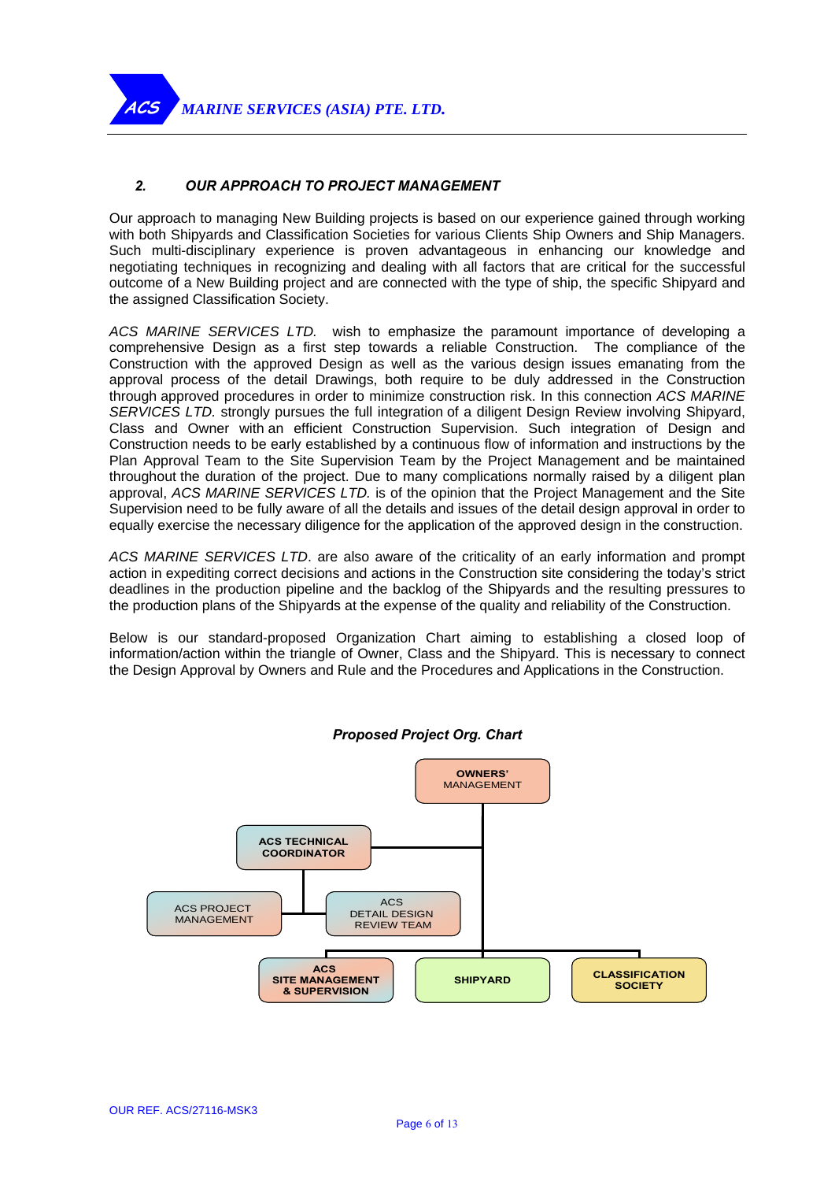## *2. OUR APPROACH TO PROJECT MANAGEMENT*

Our approach to managing New Building projects is based on our experience gained through working with both Shipyards and Classification Societies for various Clients Ship Owners and Ship Managers. Such multi-disciplinary experience is proven advantageous in enhancing our knowledge and negotiating techniques in recognizing and dealing with all factors that are critical for the successful outcome of a New Building project and are connected with the type of ship, the specific Shipyard and the assigned Classification Society.

*ACS MARINE SERVICES LTD.* wish to emphasize the paramount importance of developing a comprehensive Design as a first step towards a reliable Construction. The compliance of the Construction with the approved Design as well as the various design issues emanating from the approval process of the detail Drawings, both require to be duly addressed in the Construction through approved procedures in order to minimize construction risk. In this connection *ACS MARINE SERVICES LTD.* strongly pursues the full integration of a diligent Design Review involving Shipyard, Class and Owner with an efficient Construction Supervision. Such integration of Design and Construction needs to be early established by a continuous flow of information and instructions by the Plan Approval Team to the Site Supervision Team by the Project Management and be maintained throughout the duration of the project. Due to many complications normally raised by a diligent plan approval, *ACS MARINE SERVICES LTD.* is of the opinion that the Project Management and the Site Supervision need to be fully aware of all the details and issues of the detail design approval in order to equally exercise the necessary diligence for the application of the approved design in the construction.

*ACS MARINE SERVICES LTD*. are also aware of the criticality of an early information and prompt action in expediting correct decisions and actions in the Construction site considering the today's strict deadlines in the production pipeline and the backlog of the Shipyards and the resulting pressures to the production plans of the Shipyards at the expense of the quality and reliability of the Construction.

Below is our standard-proposed Organization Chart aiming to establishing a closed loop of information/action within the triangle of Owner, Class and the Shipyard. This is necessary to connect the Design Approval by Owners and Rule and the Procedures and Applications in the Construction.

***Proposed Project Org. Chart***

- **OWNERS' MANAGEMENT**
  - **ACS TECHNICAL COORDINATOR**
    - ACS PROJECT MANAGEMENT
    - ACS DETAIL DESIGN REVIEW TEAM
  - **ACS SITE MANAGEMENT & SUPERVISION**
  - **SHIPYARD**
  - **CLASSIFICATION SOCIETY**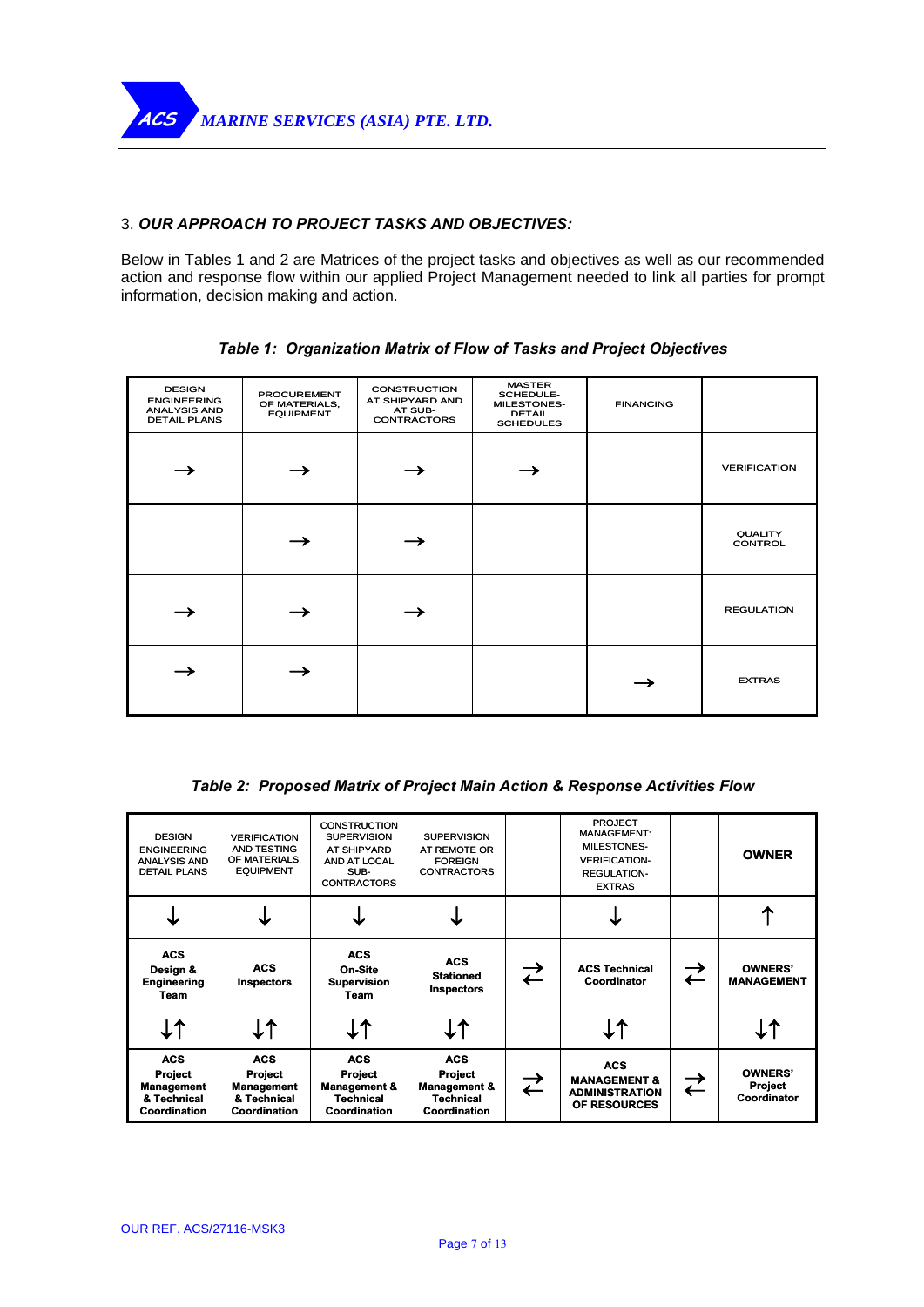### 3. *OUR APPROACH TO PROJECT TASKS AND OBJECTIVES:*

Below in Tables 1 and 2 are Matrices of the project tasks and objectives as well as our recommended action and response flow within our applied Project Management needed to link all parties for prompt information, decision making and action.

***Table 1: Organization Matrix of Flow of Tasks and Project Objectives***

| DESIGN ENGINEERING ANALYSIS AND DETAIL PLANS | PROCUREMENT OF MATERIALS, EQUIPMENT | CONSTRUCTION AT SHIPYARD AND AT SUB-CONTRACTORS | MASTER SCHEDULE-MILESTONES-DETAIL SCHEDULES | FINANCING | |
|---|---|---|---|---|---|
| → | → | → | → | | VERIFICATION |
| | → | → | | | QUALITY CONTROL |
| → | → | → | | | REGULATION |
| → | → | | | → | EXTRAS |

***Table 2: Proposed Matrix of Project Main Action & Response Activities Flow***

| DESIGN ENGINEERING ANALYSIS AND DETAIL PLANS | VERIFICATION AND TESTING OF MATERIALS, EQUIPMENT | CONSTRUCTION SUPERVISION AT SHIPYARD AND AT LOCAL SUB-CONTRACTORS | SUPERVISION AT REMOTE OR FOREIGN CONTRACTORS | | PROJECT MANAGEMENT: MILESTONES-VERIFICATION-REGULATION-EXTRAS | | **OWNER** |
|---|---|---|---|---|---|---|---|
| ↓ | ↓ | ↓ | ↓ | | ↓ | | ↑ |
| **ACS Design & Engineering Team** | **ACS Inspectors** | **ACS On-Site Supervision Team** | **ACS Stationed Inspectors** | ⇄ | **ACS Technical Coordinator** | ⇄ | **OWNERS' MANAGEMENT** |
| ↓↑ | ↓↑ | ↓↑ | ↓↑ | | ↓↑ | | ↓↑ |
| **ACS Project Management & Technical Coordination** | **ACS Project Management & Technical Coordination** | **ACS Project Management & Technical Coordination** | **ACS Project Management & Technical Coordination** | ⇄ | **ACS MANAGEMENT & ADMINISTRATION OF RESOURCES** | ⇄ | **OWNERS' Project Coordinator** |

OUR REF. ACS/27116-MSK3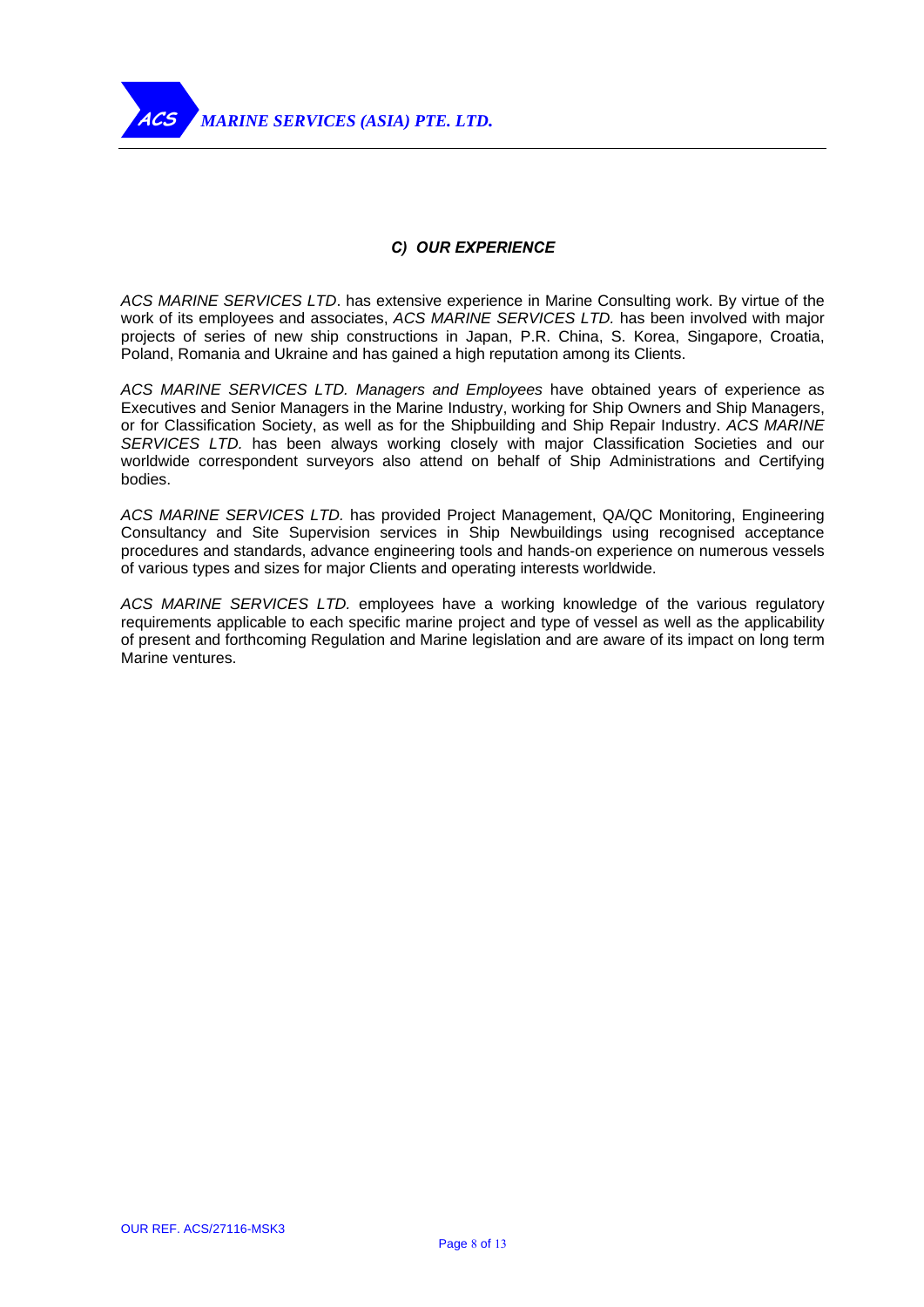### *C) OUR EXPERIENCE*

*ACS MARINE SERVICES LTD*. has extensive experience in Marine Consulting work. By virtue of the work of its employees and associates, *ACS MARINE SERVICES LTD.* has been involved with major projects of series of new ship constructions in Japan, P.R. China, S. Korea, Singapore, Croatia, Poland, Romania and Ukraine and has gained a high reputation among its Clients.

*ACS MARINE SERVICES LTD. Managers and Employees* have obtained years of experience as Executives and Senior Managers in the Marine Industry, working for Ship Owners and Ship Managers, or for Classification Society, as well as for the Shipbuilding and Ship Repair Industry. *ACS MARINE SERVICES LTD.* has been always working closely with major Classification Societies and our worldwide correspondent surveyors also attend on behalf of Ship Administrations and Certifying bodies.

*ACS MARINE SERVICES LTD.* has provided Project Management, QA/QC Monitoring, Engineering Consultancy and Site Supervision services in Ship Newbuildings using recognised acceptance procedures and standards, advance engineering tools and hands-on experience on numerous vessels of various types and sizes for major Clients and operating interests worldwide.

*ACS MARINE SERVICES LTD.* employees have a working knowledge of the various regulatory requirements applicable to each specific marine project and type of vessel as well as the applicability of present and forthcoming Regulation and Marine legislation and are aware of its impact on long term Marine ventures.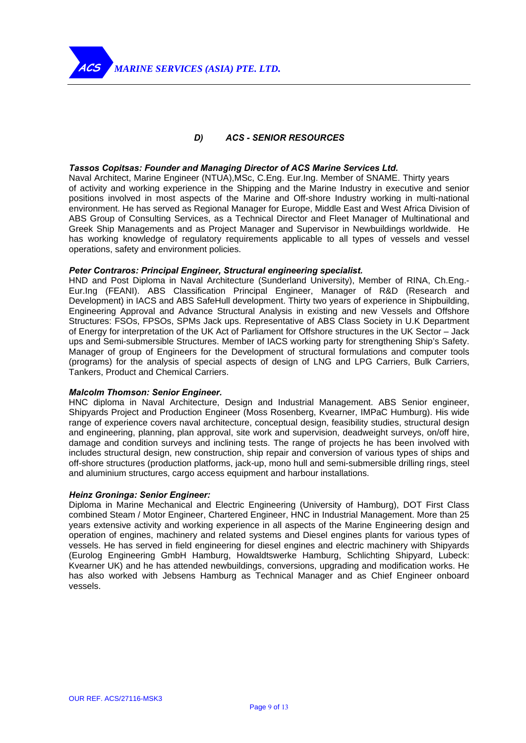## *D) ACS - SENIOR RESOURCES*

***Tassos Copitsas: Founder and Managing Director of ACS Marine Services Ltd.***
Naval Architect, Marine Engineer (NTUA),MSc, C.Eng. Eur.Ing. Member of SNAME. Thirty years of activity and working experience in the Shipping and the Marine Industry in executive and senior positions involved in most aspects of the Marine and Off-shore Industry working in multi-national environment. He has served as Regional Manager for Europe, Middle East and West Africa Division of ABS Group of Consulting Services, as a Technical Director and Fleet Manager of Multinational and Greek Ship Managements and as Project Manager and Supervisor in Newbuildings worldwide. He has working knowledge of regulatory requirements applicable to all types of vessels and vessel operations, safety and environment policies.

***Peter Contraros: Principal Engineer, Structural engineering specialist.***
HND and Post Diploma in Naval Architecture (Sunderland University), Member of RINA, Ch.Eng.-Eur.Ing (FEANI). ABS Classification Principal Engineer, Manager of R&D (Research and Development) in IACS and ABS SafeHull development. Thirty two years of experience in Shipbuilding, Engineering Approval and Advance Structural Analysis in existing and new Vessels and Offshore Structures: FSOs, FPSOs, SPMs Jack ups. Representative of ABS Class Society in U.K Department of Energy for interpretation of the UK Act of Parliament for Offshore structures in the UK Sector – Jack ups and Semi-submersible Structures. Member of IACS working party for strengthening Ship's Safety. Manager of group of Engineers for the Development of structural formulations and computer tools (programs) for the analysis of special aspects of design of LNG and LPG Carriers, Bulk Carriers, Tankers, Product and Chemical Carriers.

***Malcolm Thomson: Senior Engineer.***
HNC diploma in Naval Architecture, Design and Industrial Management. ABS Senior engineer, Shipyards Project and Production Engineer (Moss Rosenberg, Kvearner, IMPaC Humburg). His wide range of experience covers naval architecture, conceptual design, feasibility studies, structural design and engineering, planning, plan approval, site work and supervision, deadweight surveys, on/off hire, damage and condition surveys and inclining tests. The range of projects he has been involved with includes structural design, new construction, ship repair and conversion of various types of ships and off-shore structures (production platforms, jack-up, mono hull and semi-submersible drilling rings, steel and aluminium structures, cargo access equipment and harbour installations.

***Heinz Groninga: Senior Engineer:***
Diploma in Marine Mechanical and Electric Engineering (University of Hamburg), DOT First Class combined Steam / Motor Engineer, Chartered Engineer, HNC in Industrial Management. More than 25 years extensive activity and working experience in all aspects of the Marine Engineering design and operation of engines, machinery and related systems and Diesel engines plants for various types of vessels. He has served in field engineering for diesel engines and electric machinery with Shipyards (Eurolog Engineering GmbH Hamburg, Howaldtswerke Hamburg, Schlichting Shipyard, Lubeck: Kvearner UK) and he has attended newbuildings, conversions, upgrading and modification works. He has also worked with Jebsens Hamburg as Technical Manager and as Chief Engineer onboard vessels.

OUR REF. ACS/27116-MSK3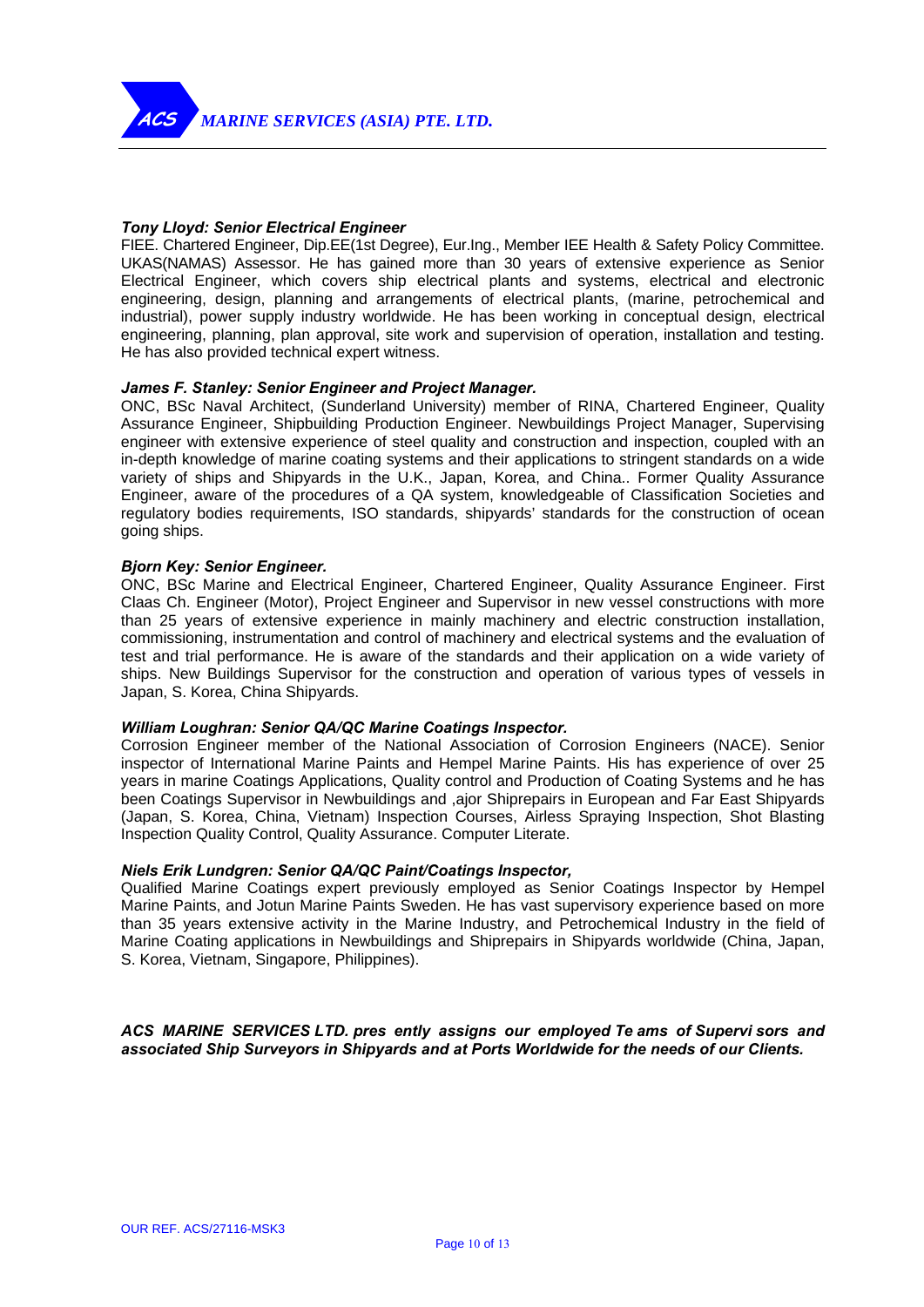***Tony Lloyd: Senior Electrical Engineer***

FIEE. Chartered Engineer, Dip.EE(1st Degree), Eur.Ing., Member IEE Health & Safety Policy Committee. UKAS(NAMAS) Assessor. He has gained more than 30 years of extensive experience as Senior Electrical Engineer, which covers ship electrical plants and systems, electrical and electronic engineering, design, planning and arrangements of electrical plants, (marine, petrochemical and industrial), power supply industry worldwide. He has been working in conceptual design, electrical engineering, planning, plan approval, site work and supervision of operation, installation and testing. He has also provided technical expert witness.

***James F. Stanley: Senior Engineer and Project Manager.***

ONC, BSc Naval Architect, (Sunderland University) member of RINA, Chartered Engineer, Quality Assurance Engineer, Shipbuilding Production Engineer. Newbuildings Project Manager, Supervising engineer with extensive experience of steel quality and construction and inspection, coupled with an in-depth knowledge of marine coating systems and their applications to stringent standards on a wide variety of ships and Shipyards in the U.K., Japan, Korea, and China.. Former Quality Assurance Engineer, aware of the procedures of a QA system, knowledgeable of Classification Societies and regulatory bodies requirements, ISO standards, shipyards' standards for the construction of ocean going ships.

***Bjorn Key: Senior Engineer.***

ONC, BSc Marine and Electrical Engineer, Chartered Engineer, Quality Assurance Engineer. First Claas Ch. Engineer (Motor), Project Engineer and Supervisor in new vessel constructions with more than 25 years of extensive experience in mainly machinery and electric construction installation, commissioning, instrumentation and control of machinery and electrical systems and the evaluation of test and trial performance. He is aware of the standards and their application on a wide variety of ships. New Buildings Supervisor for the construction and operation of various types of vessels in Japan, S. Korea, China Shipyards.

***William Loughran: Senior QA/QC Marine Coatings Inspector.***

Corrosion Engineer member of the National Association of Corrosion Engineers (NACE). Senior inspector of International Marine Paints and Hempel Marine Paints. His has experience of over 25 years in marine Coatings Applications, Quality control and Production of Coating Systems and he has been Coatings Supervisor in Newbuildings and ,ajor Shiprepairs in European and Far East Shipyards (Japan, S. Korea, China, Vietnam) Inspection Courses, Airless Spraying Inspection, Shot Blasting Inspection Quality Control, Quality Assurance. Computer Literate.

***Niels Erik Lundgren: Senior QA/QC Paint/Coatings Inspector,***

Qualified Marine Coatings expert previously employed as Senior Coatings Inspector by Hempel Marine Paints, and Jotun Marine Paints Sweden. He has vast supervisory experience based on more than 35 years extensive activity in the Marine Industry, and Petrochemical Industry in the field of Marine Coating applications in Newbuildings and Shiprepairs in Shipyards worldwide (China, Japan, S. Korea, Vietnam, Singapore, Philippines).

***ACS MARINE SERVICES LTD. pres ently assigns our employed Te ams of Supervi sors and associated Ship Surveyors in Shipyards and at Ports Worldwide for the needs of our Clients.***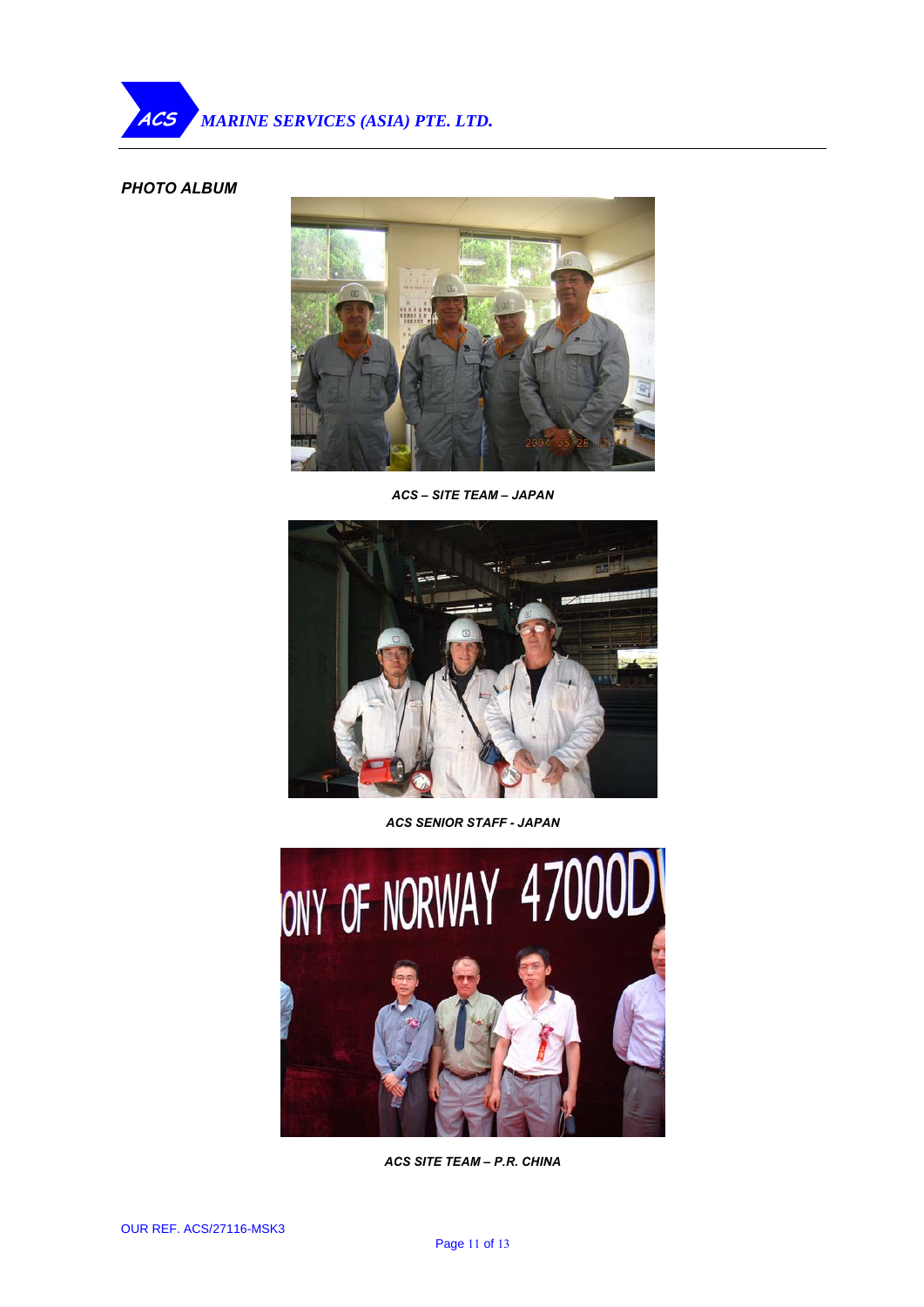**PHOTO ALBUM**

***ACS – SITE TEAM – JAPAN***

***ACS SENIOR STAFF - JAPAN***

***ACS SITE TEAM – P.R. CHINA***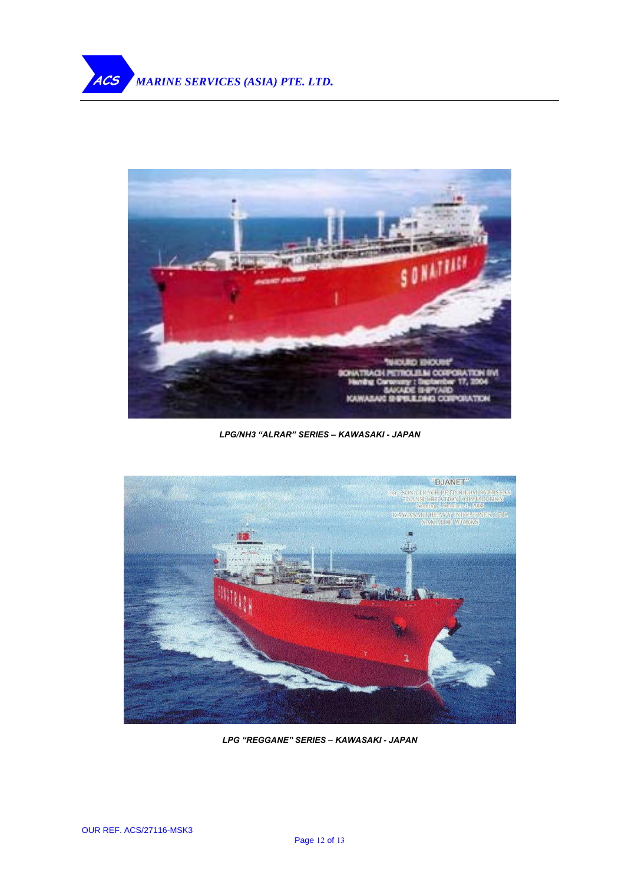*LPG/NH3 "ALRAR" SERIES – KAWASAKI - JAPAN*

*LPG "REGGANE" SERIES – KAWASAKI - JAPAN*

OUR REF. ACS/27116-MSK3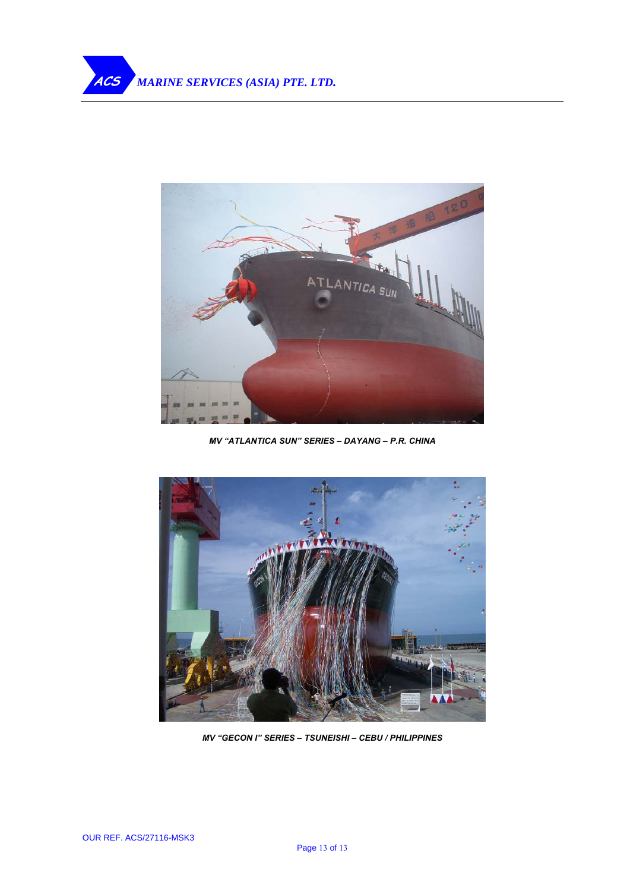MV "ATLANTICA SUN" SERIES – DAYANG – P.R. CHINA

MV "GECON I" SERIES – TSUNEISHI – CEBU / PHILIPPINES

OUR REF. ACS/27116-MSK3